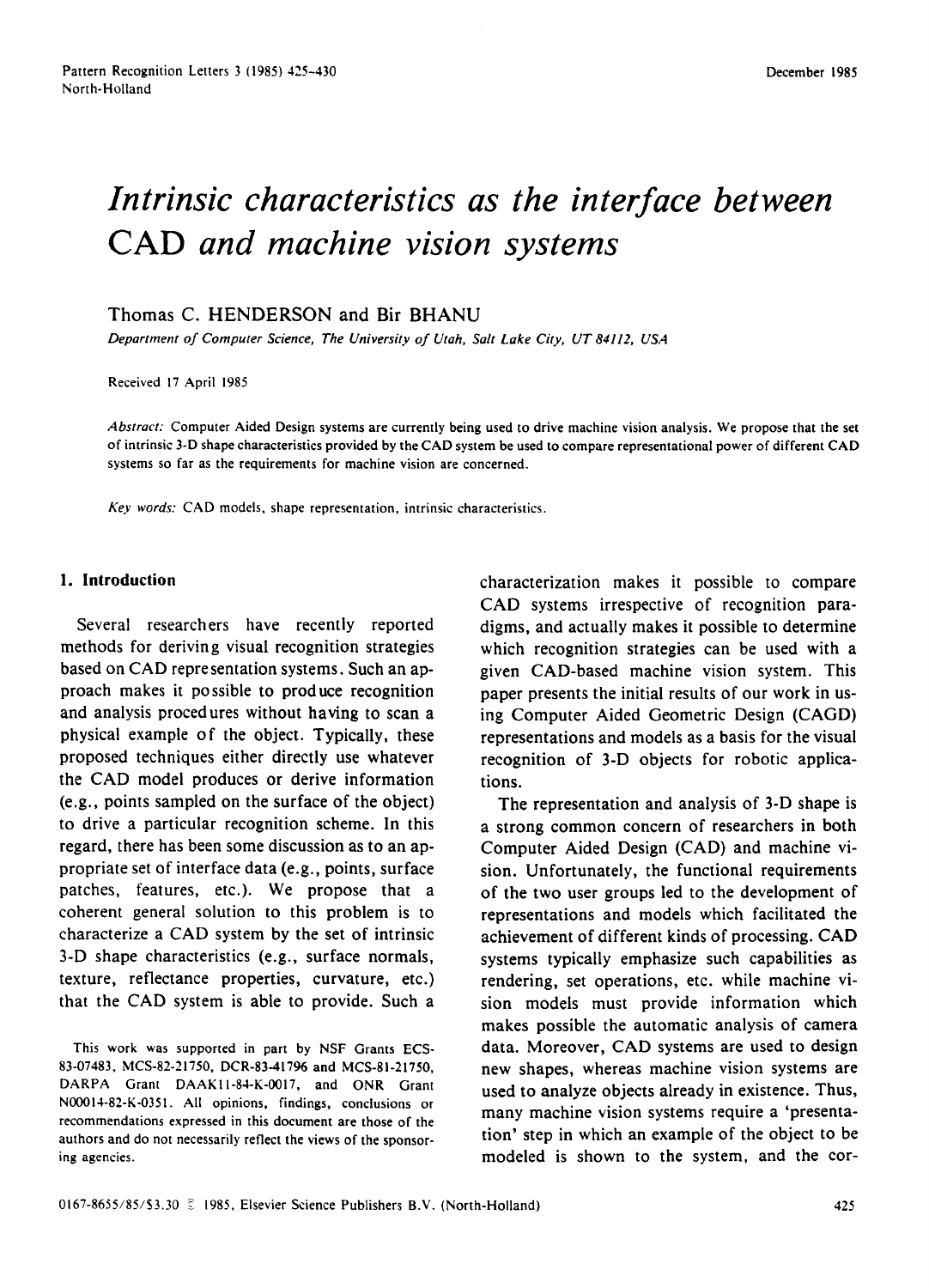# *Intrinsic characteristics as the interface between CAD and machine vision systems*

Thomas C. HENDERSON and Bir BHANU

*Department of Computer Science, The University of Utah, Salt Lake City, UT 84112, USA*

Received 17 April 1985

*Abstract:* Computer Aided Design systems are currently being used to drive machine vision analysis. We propose that the set of intrinsic 3-D shape characteristics provided by the CAD system be used to compare representational power of different CAD systems so far as the requirements for machine vision are concerned.

*Key words:* CAD models, shape representation, intrinsic characteristics.

## 1. Introduction

Several researchers have recently reported methods for deriving visual recognition strategies based on CAD representation systems. Such an approach makes it possible to produce recognition and analysis procedures without having to scan a physical example of the object. Typically, these proposed techniques either directly use whatever the CAD model produces or derive information (e.g., points sampled on the surface of the object) to drive a particular recognition scheme. In this regard, there has been some discussion as to an appropriate set of interface data (e.g., points, surface patches, features, etc.). We propose that a coherent general solution to this problem is to characterize a CAD system by the set of intrinsic 3-D shape characteristics (e.g., surface normals, texture, reflectance properties, curvature, etc.) that the CAD system is able to provide. Such a characterization makes it possible to compare CAD systems irrespective of recognition paradigms, and actually makes it possible to determine which recognition strategies can be used with a given CAD-based machine vision system. This paper presents the initial results of our work in using Computer Aided Geometric Design (CAGD) representations and models as a basis for the visual recognition of 3-D objects for robotic applications.

The representation and analysis of 3-D shape is a strong common concern of researchers in both Computer Aided Design (CAD) and machine vision. Unfortunately, the functional requirements of the two user groups led to the development of representations and models which facilitated the achievement of different kinds of processing. CAD systems typically emphasize such capabilities as rendering, set operations, etc. while machine vision models must provide information which makes possible the automatic analysis of camera data. Moreover, CAD systems are used to design new shapes, whereas machine vision systems are used to analyze objects already in existence. Thus, many machine vision systems require a 'presentation' step in which an example of the object to be modeled is shown to the system, and the cor-

This work was supported in part by NSF Grants ECS-83-07483, MCS-82-21750, DCR-83-41796 and MCS-81-21750, DARPA Grant DAAK11-84-K-0017, and ONR Grant N00014-82-K-0351. All opinions, findings, conclusions or recommendations expressed in this document are those of the authors and do not necessarily reflect the views of the sponsoring agencies.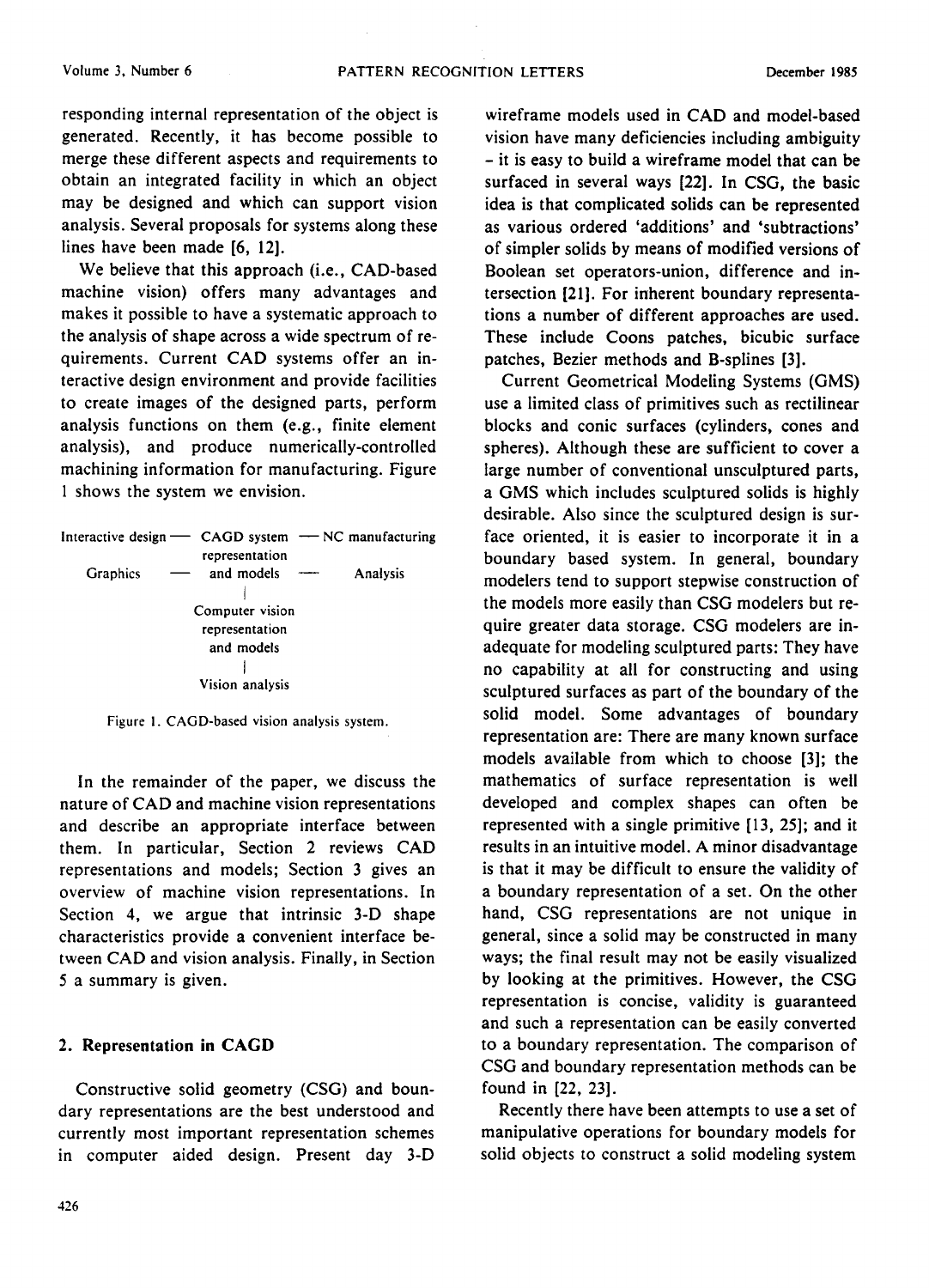responding internal representation of the object is generated. Recently, it has become possible to merge these different aspects and requirements to obtain an integrated facility in which an object may be designed and which can support vision analysis. Several proposals for systems along these lines have been made [6, 12].

We believe that this approach (i.e., CAD-based machine vision) offers many advantages and makes it possible to have a systematic approach to the analysis of shape across a wide spectrum of requirements. Current CAD systems offer an interactive design environment and provide facilities to create images of the designed parts, perform analysis functions on them (e.g., finite element analysis), and produce numerically-controlled machining information for manufacturing. Figure 1 shows the system we envision.

```
Interactive design — CAGD system — NC manufacturing
                     representation
Graphics           —  and models   —     Analysis
                          |
                   Computer vision
                    representation
                      and models
                          |
                    Vision analysis
```

Figure 1. CAGD-based vision analysis system.

In the remainder of the paper, we discuss the nature of CAD and machine vision representations and describe an appropriate interface between them. In particular, Section 2 reviews CAD representations and models; Section 3 gives an overview of machine vision representations. In Section 4, we argue that intrinsic 3-D shape characteristics provide a convenient interface between CAD and vision analysis. Finally, in Section 5 a summary is given.

## 2. Representation in CAGD

Constructive solid geometry (CSG) and boundary representations are the best understood and currently most important representation schemes in computer aided design. Present day 3-D wireframe models used in CAD and model-based vision have many deficiencies including ambiguity – it is easy to build a wireframe model that can be surfaced in several ways [22]. In CSG, the basic idea is that complicated solids can be represented as various ordered 'additions' and 'subtractions' of simpler solids by means of modified versions of Boolean set operators-union, difference and intersection [21]. For inherent boundary representations a number of different approaches are used. These include Coons patches, bicubic surface patches, Bezier methods and B-splines [3].

Current Geometrical Modeling Systems (GMS) use a limited class of primitives such as rectilinear blocks and conic surfaces (cylinders, cones and spheres). Although these are sufficient to cover a large number of conventional unsculptured parts, a GMS which includes sculptured solids is highly desirable. Also since the sculptured design is surface oriented, it is easier to incorporate it in a boundary based system. In general, boundary modelers tend to support stepwise construction of the models more easily than CSG modelers but require greater data storage. CSG modelers are inadequate for modeling sculptured parts: They have no capability at all for constructing and using sculptured surfaces as part of the boundary of the solid model. Some advantages of boundary representation are: There are many known surface models available from which to choose [3]; the mathematics of surface representation is well developed and complex shapes can often be represented with a single primitive [13, 25]; and it results in an intuitive model. A minor disadvantage is that it may be difficult to ensure the validity of a boundary representation of a set. On the other hand, CSG representations are not unique in general, since a solid may be constructed in many ways; the final result may not be easily visualized by looking at the primitives. However, the CSG representation is concise, validity is guaranteed and such a representation can be easily converted to a boundary representation. The comparison of CSG and boundary representation methods can be found in [22, 23].

Recently there have been attempts to use a set of manipulative operations for boundary models for solid objects to construct a solid modeling system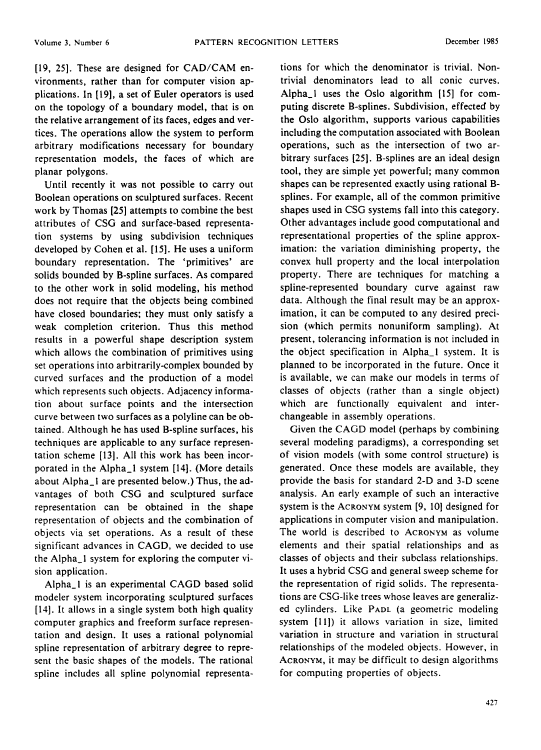[19, 25]. These are designed for CAD/CAM environments, rather than for computer vision applications. In [19], a set of Euler operators is used on the topology of a boundary model, that is on the relative arrangement of its faces, edges and vertices. The operations allow the system to perform arbitrary modifications necessary for boundary representation models, the faces of which are planar polygons.

Until recently it was not possible to carry out Boolean operations on sculptured surfaces. Recent work by Thomas [25] attempts to combine the best attributes of CSG and surface-based representation systems by using subdivision techniques developed by Cohen et al. [15]. He uses a uniform boundary representation. The 'primitives' are solids bounded by B-spline surfaces. As compared to the other work in solid modeling, his method does not require that the objects being combined have closed boundaries; they must only satisfy a weak completion criterion. Thus this method results in a powerful shape description system which allows the combination of primitives using set operations into arbitrarily-complex bounded by curved surfaces and the production of a model which represents such objects. Adjacency information about surface points and the intersection curve between two surfaces as a polyline can be obtained. Although he has used B-spline surfaces, his techniques are applicable to any surface representation scheme [13]. All this work has been incorporated in the Alpha_1 system [14]. (More details about Alpha_1 are presented below.) Thus, the advantages of both CSG and sculptured surface representation can be obtained in the shape representation of objects and the combination of objects via set operations. As a result of these significant advances in CAGD, we decided to use the Alpha_1 system for exploring the computer vision application.

Alpha_1 is an experimental CAGD based solid modeler system incorporating sculptured surfaces [14]. It allows in a single system both high quality computer graphics and freeform surface representation and design. It uses a rational polynomial spline representation of arbitrary degree to represent the basic shapes of the models. The rational spline includes all spline polynomial representations for which the denominator is trivial. Nontrivial denominators lead to all conic curves. Alpha_1 uses the Oslo algorithm [15] for computing discrete B-splines. Subdivision, effected by the Oslo algorithm, supports various capabilities including the computation associated with Boolean operations, such as the intersection of two arbitrary surfaces [25]. B-splines are an ideal design tool, they are simple yet powerful; many common shapes can be represented exactly using rational B-splines. For example, all of the common primitive shapes used in CSG systems fall into this category. Other advantages include good computational and representational properties of the spline approximation: the variation diminishing property, the convex hull property and the local interpolation property. There are techniques for matching a spline-represented boundary curve against raw data. Although the final result may be an approximation, it can be computed to any desired precision (which permits nonuniform sampling). At present, tolerancing information is not included in the object specification in Alpha_1 system. It is planned to be incorporated in the future. Once it is available, we can make our models in terms of classes of objects (rather than a single object) which are functionally equivalent and interchangeable in assembly operations.

Given the CAGD model (perhaps by combining several modeling paradigms), a corresponding set of vision models (with some control structure) is generated. Once these models are available, they provide the basis for standard 2-D and 3-D scene analysis. An early example of such an interactive system is the ACRONYM system [9, 10] designed for applications in computer vision and manipulation. The world is described to ACRONYM as volume elements and their spatial relationships and as classes of objects and their subclass relationships. It uses a hybrid CSG and general sweep scheme for the representation of rigid solids. The representations are CSG-like trees whose leaves are generalized cylinders. Like PADL (a geometric modeling system [11]) it allows variation in size, limited variation in structure and variation in structural relationships of the modeled objects. However, in ACRONYM, it may be difficult to design algorithms for computing properties of objects.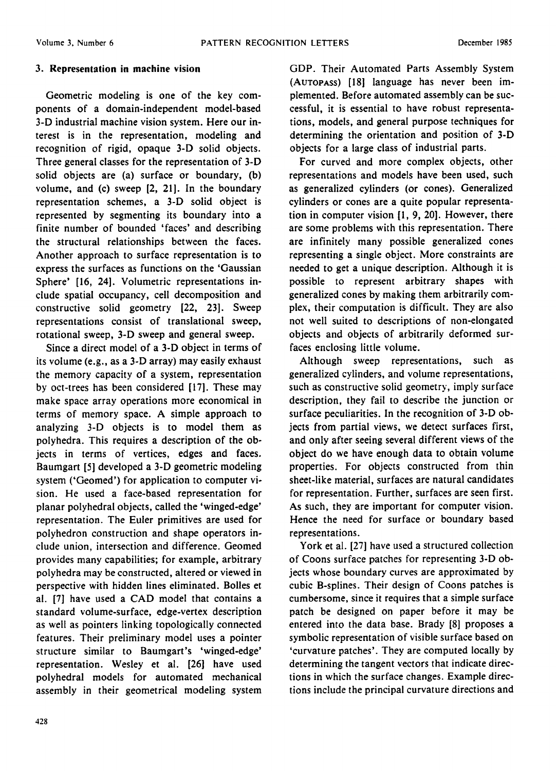## 3. Representation in machine vision

Geometric modeling is one of the key components of a domain-independent model-based 3-D industrial machine vision system. Here our interest is in the representation, modeling and recognition of rigid, opaque 3-D solid objects. Three general classes for the representation of 3-D solid objects are (a) surface or boundary, (b) volume, and (c) sweep [2, 21]. In the boundary representation schemes, a 3-D solid object is represented by segmenting its boundary into a finite number of bounded 'faces' and describing the structural relationships between the faces. Another approach to surface representation is to express the surfaces as functions on the 'Gaussian Sphere' [16, 24]. Volumetric representations include spatial occupancy, cell decomposition and constructive solid geometry [22, 23]. Sweep representations consist of translational sweep, rotational sweep, 3-D sweep and general sweep.

Since a direct model of a 3-D object in terms of its volume (e.g., as a 3-D array) may easily exhaust the memory capacity of a system, representation by oct-trees has been considered [17]. These may make space array operations more economical in terms of memory space. A simple approach to analyzing 3-D objects is to model them as polyhedra. This requires a description of the objects in terms of vertices, edges and faces. Baumgart [5] developed a 3-D geometric modeling system ('Geomed') for application to computer vision. He used a face-based representation for planar polyhedral objects, called the 'winged-edge' representation. The Euler primitives are used for polyhedron construction and shape operators include union, intersection and difference. Geomed provides many capabilities; for example, arbitrary polyhedra may be constructed, altered or viewed in perspective with hidden lines eliminated. Bolles et al. [7] have used a CAD model that contains a standard volume-surface, edge-vertex description as well as pointers linking topologically connected features. Their preliminary model uses a pointer structure similar to Baumgart's 'winged-edge' representation. Wesley et al. [26] have used polyhedral models for automated mechanical assembly in their geometrical modeling system GDP. Their Automated Parts Assembly System (AUTOPASS) [18] language has never been implemented. Before automated assembly can be successful, it is essential to have robust representations, models, and general purpose techniques for determining the orientation and position of 3-D objects for a large class of industrial parts.

For curved and more complex objects, other representations and models have been used, such as generalized cylinders (or cones). Generalized cylinders or cones are a quite popular representation in computer vision [1, 9, 20]. However, there are some problems with this representation. There are infinitely many possible generalized cones representing a single object. More constraints are needed to get a unique description. Although it is possible to represent arbitrary shapes with generalized cones by making them arbitrarily complex, their computation is difficult. They are also not well suited to descriptions of non-elongated objects and objects of arbitrarily deformed surfaces enclosing little volume.

Although sweep representations, such as generalized cylinders, and volume representations, such as constructive solid geometry, imply surface description, they fail to describe the junction or surface peculiarities. In the recognition of 3-D objects from partial views, we detect surfaces first, and only after seeing several different views of the object do we have enough data to obtain volume properties. For objects constructed from thin sheet-like material, surfaces are natural candidates for representation. Further, surfaces are seen first. As such, they are important for computer vision. Hence the need for surface or boundary based representations.

York et al. [27] have used a structured collection of Coons surface patches for representing 3-D objects whose boundary curves are approximated by cubic B-splines. Their design of Coons patches is cumbersome, since it requires that a simple surface patch be designed on paper before it may be entered into the data base. Brady [8] proposes a symbolic representation of visible surface based on 'curvature patches'. They are computed locally by determining the tangent vectors that indicate directions in which the surface changes. Example directions include the principal curvature directions and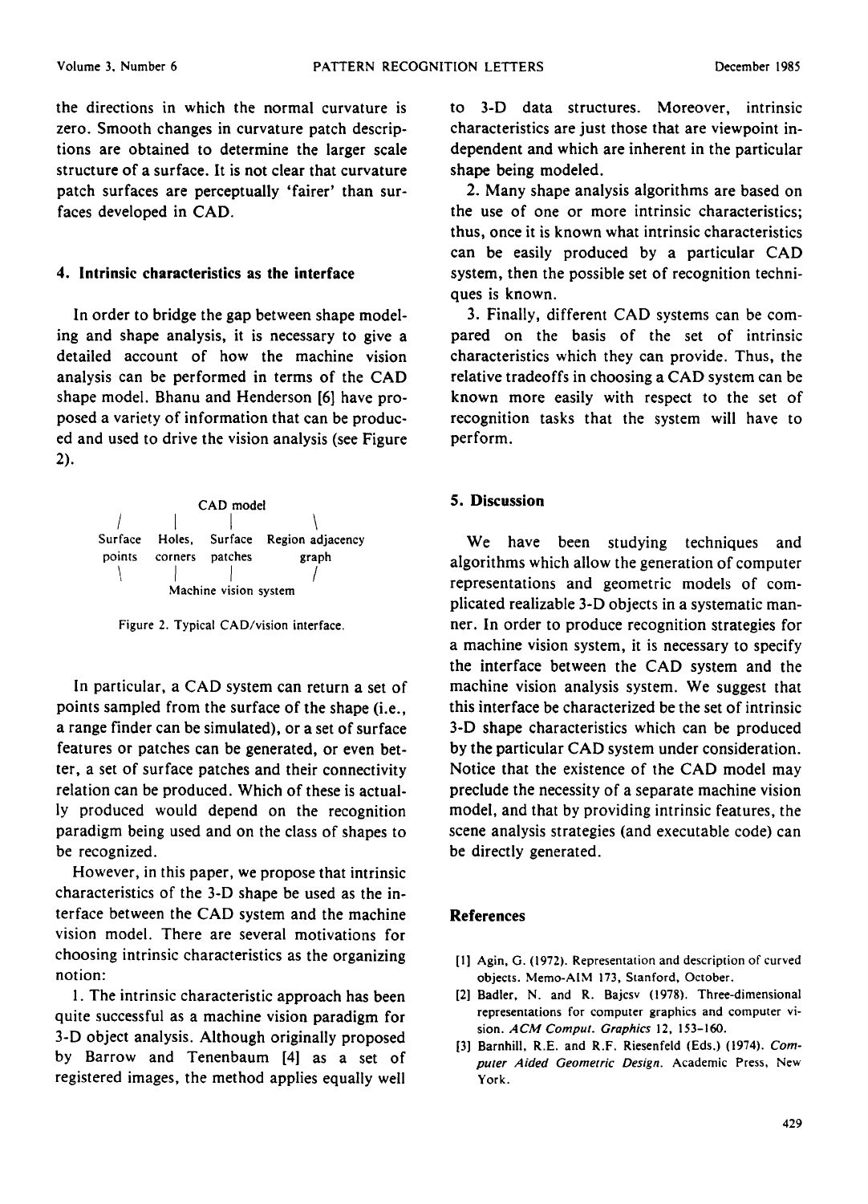the directions in which the normal curvature is zero. Smooth changes in curvature patch descriptions are obtained to determine the larger scale structure of a surface. It is not clear that curvature patch surfaces are perceptually 'fairer' than surfaces developed in CAD.

## 4. Intrinsic characteristics as the interface

In order to bridge the gap between shape modeling and shape analysis, it is necessary to give a detailed account of how the machine vision analysis can be performed in terms of the CAD shape model. Bhanu and Henderson [6] have proposed a variety of information that can be produced and used to drive the vision analysis (see Figure 2).

```
                    CAD model
        /         |          |           \
   Surface     Holes,     Surface    Region adjacency
   points      corners    patches        graph
        \         |          |           /
               Machine vision system
```

Figure 2. Typical CAD/vision interface.

In particular, a CAD system can return a set of points sampled from the surface of the shape (i.e., a range finder can be simulated), or a set of surface features or patches can be generated, or even better, a set of surface patches and their connectivity relation can be produced. Which of these is actually produced would depend on the recognition paradigm being used and on the class of shapes to be recognized.

However, in this paper, we propose that intrinsic characteristics of the 3-D shape be used as the interface between the CAD system and the machine vision model. There are several motivations for choosing intrinsic characteristics as the organizing notion:

1. The intrinsic characteristic approach has been quite successful as a machine vision paradigm for 3-D object analysis. Although originally proposed by Barrow and Tenenbaum [4] as a set of registered images, the method applies equally well to 3-D data structures. Moreover, intrinsic characteristics are just those that are viewpoint independent and which are inherent in the particular shape being modeled.

2. Many shape analysis algorithms are based on the use of one or more intrinsic characteristics; thus, once it is known what intrinsic characteristics can be easily produced by a particular CAD system, then the possible set of recognition techniques is known.

3. Finally, different CAD systems can be compared on the basis of the set of intrinsic characteristics which they can provide. Thus, the relative tradeoffs in choosing a CAD system can be known more easily with respect to the set of recognition tasks that the system will have to perform.

## 5. Discussion

We have been studying techniques and algorithms which allow the generation of computer representations and geometric models of complicated realizable 3-D objects in a systematic manner. In order to produce recognition strategies for a machine vision system, it is necessary to specify the interface between the CAD system and the machine vision analysis system. We suggest that this interface be characterized be the set of intrinsic 3-D shape characteristics which can be produced by the particular CAD system under consideration. Notice that the existence of the CAD model may preclude the necessity of a separate machine vision model, and that by providing intrinsic features, the scene analysis strategies (and executable code) can be directly generated.

## References

[1] Agin, G. (1972). Representation and description of curved objects. Memo-AIM 173, Stanford, October.

[2] Badler, N. and R. Bajcsv (1978). Three-dimensional representations for computer graphics and computer vision. *ACM Comput. Graphics* 12, 153–160.

[3] Barnhill, R.E. and R.F. Riesenfeld (Eds.) (1974). *Computer Aided Geometric Design*. Academic Press, New York.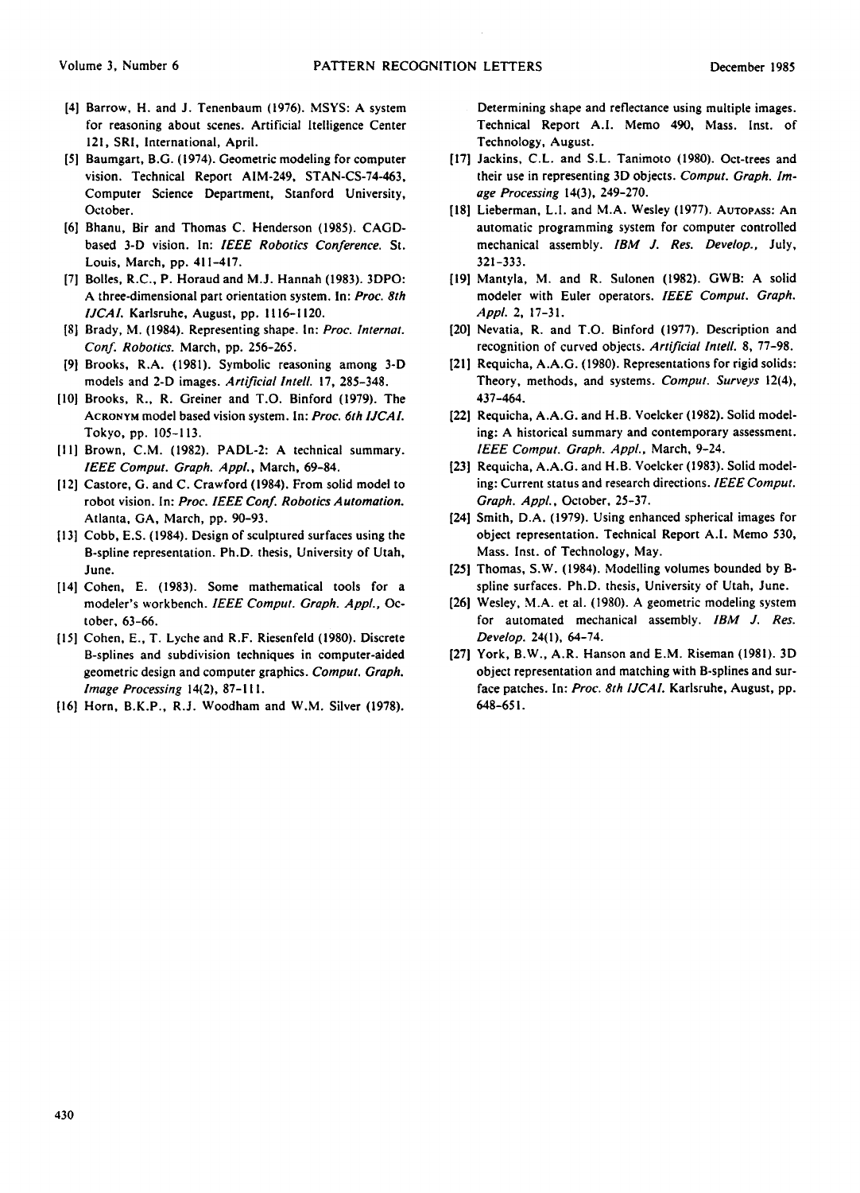[4] Barrow, H. and J. Tenenbaum (1976). MSYS: A system for reasoning about scenes. Artificial Itelligence Center 121, SRI, International, April.

[5] Baumgart, B.G. (1974). Geometric modeling for computer vision. Technical Report AIM-249, STAN-CS-74-463, Computer Science Department, Stanford University, October.

[6] Bhanu, Bir and Thomas C. Henderson (1985). CAGD-based 3-D vision. In: *IEEE Robotics Conference*. St. Louis, March, pp. 411-417.

[7] Bolles, R.C., P. Horaud and M.J. Hannah (1983). 3DPO: A three-dimensional part orientation system. In: *Proc. 8th IJCAI*. Karlsruhe, August, pp. 1116-1120.

[8] Brady, M. (1984). Representing shape. In: *Proc. Internat. Conf. Robotics*. March, pp. 256-265.

[9] Brooks, R.A. (1981). Symbolic reasoning among 3-D models and 2-D images. *Artificial Intell.* 17, 285-348.

[10] Brooks, R., R. Greiner and T.O. Binford (1979). The ACRONYM model based vision system. In: *Proc. 6th IJCAI*. Tokyo, pp. 105-113.

[11] Brown, C.M. (1982). PADL-2: A technical summary. *IEEE Comput. Graph. Appl.*, March, 69-84.

[12] Castore, G. and C. Crawford (1984). From solid model to robot vision. In: *Proc. IEEE Conf. Robotics Automation*. Atlanta, GA, March, pp. 90-93.

[13] Cobb, E.S. (1984). Design of sculptured surfaces using the B-spline representation. Ph.D. thesis, University of Utah, June.

[14] Cohen, E. (1983). Some mathematical tools for a modeler's workbench. *IEEE Comput. Graph. Appl.*, October, 63-66.

[15] Cohen, E., T. Lyche and R.F. Riesenfeld (1980). Discrete B-splines and subdivision techniques in computer-aided geometric design and computer graphics. *Comput. Graph. Image Processing* 14(2), 87-111.

[16] Horn, B.K.P., R.J. Woodham and W.M. Silver (1978). Determining shape and reflectance using multiple images. Technical Report A.I. Memo 490, Mass. Inst. of Technology, August.

[17] Jackins, C.L. and S.L. Tanimoto (1980). Oct-trees and their use in representing 3D objects. *Comput. Graph. Image Processing* 14(3), 249-270.

[18] Lieberman, L.I. and M.A. Wesley (1977). AUTOPASS: An automatic programming system for computer controlled mechanical assembly. *IBM J. Res. Develop.*, July, 321-333.

[19] Mantyla, M. and R. Sulonen (1982). GWB: A solid modeler with Euler operators. *IEEE Comput. Graph. Appl.* 2, 17-31.

[20] Nevatia, R. and T.O. Binford (1977). Description and recognition of curved objects. *Artificial Intell.* 8, 77-98.

[21] Requicha, A.A.G. (1980). Representations for rigid solids: Theory, methods, and systems. *Comput. Surveys* 12(4), 437-464.

[22] Requicha, A.A.G. and H.B. Voelcker (1982). Solid modeling: A historical summary and contemporary assessment. *IEEE Comput. Graph. Appl.*, March, 9-24.

[23] Requicha, A.A.G. and H.B. Voelcker (1983). Solid modeling: Current status and research directions. *IEEE Comput. Graph. Appl.*, October, 25-37.

[24] Smith, D.A. (1979). Using enhanced spherical images for object representation. Technical Report A.I. Memo 530, Mass. Inst. of Technology, May.

[25] Thomas, S.W. (1984). Modelling volumes bounded by B-spline surfaces. Ph.D. thesis, University of Utah, June.

[26] Wesley, M.A. et al. (1980). A geometric modeling system for automated mechanical assembly. *IBM J. Res. Develop.* 24(1), 64-74.

[27] York, B.W., A.R. Hanson and E.M. Riseman (1981). 3D object representation and matching with B-splines and surface patches. In: *Proc. 8th IJCAI*. Karlsruhe, August, pp. 648-651.